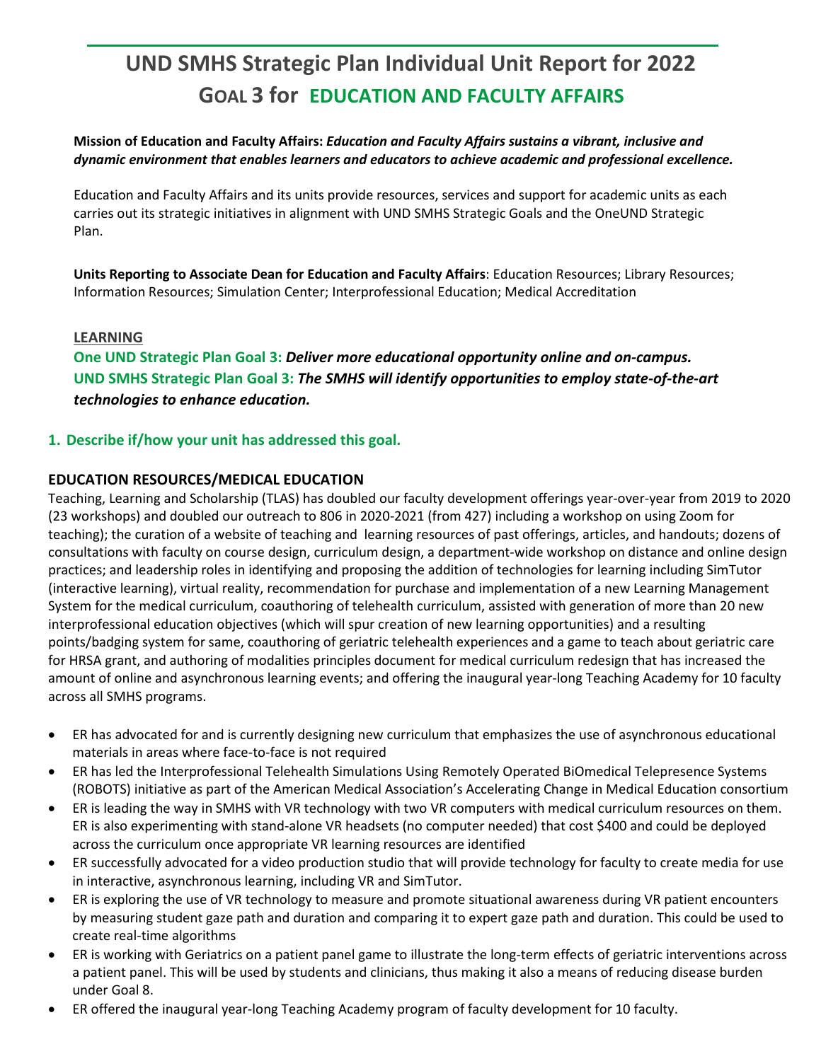# UND SMHS Strategic Plan Individual Unit Report for 2022

## GOAL 3 for EDUCATION AND FACULTY AFFAIRS

**Mission of Education and Faculty Affairs:** ***Education and Faculty Affairs sustains a vibrant, inclusive and dynamic environment that enables learners and educators to achieve academic and professional excellence.***

Education and Faculty Affairs and its units provide resources, services and support for academic units as each carries out its strategic initiatives in alignment with UND SMHS Strategic Goals and the OneUND Strategic Plan.

**Units Reporting to Associate Dean for Education and Faculty Affairs**: Education Resources; Library Resources; Information Resources; Simulation Center; Interprofessional Education; Medical Accreditation

**LEARNING**

**One UND Strategic Plan Goal 3:** ***Deliver more educational opportunity online and on-campus.***
**UND SMHS Strategic Plan Goal 3:** ***The SMHS will identify opportunities to employ state-of-the-art technologies to enhance education.***

### 1. Describe if/how your unit has addressed this goal.

#### EDUCATION RESOURCES/MEDICAL EDUCATION

Teaching, Learning and Scholarship (TLAS) has doubled our faculty development offerings year-over-year from 2019 to 2020 (23 workshops) and doubled our outreach to 806 in 2020-2021 (from 427) including a workshop on using Zoom for teaching); the curation of a website of teaching and learning resources of past offerings, articles, and handouts; dozens of consultations with faculty on course design, curriculum design, a department-wide workshop on distance and online design practices; and leadership roles in identifying and proposing the addition of technologies for learning including SimTutor (interactive learning), virtual reality, recommendation for purchase and implementation of a new Learning Management System for the medical curriculum, coauthoring of telehealth curriculum, assisted with generation of more than 20 new interprofessional education objectives (which will spur creation of new learning opportunities) and a resulting points/badging system for same, coauthoring of geriatric telehealth experiences and a game to teach about geriatric care for HRSA grant, and authoring of modalities principles document for medical curriculum redesign that has increased the amount of online and asynchronous learning events; and offering the inaugural year-long Teaching Academy for 10 faculty across all SMHS programs.

- ER has advocated for and is currently designing new curriculum that emphasizes the use of asynchronous educational materials in areas where face-to-face is not required
- ER has led the Interprofessional Telehealth Simulations Using Remotely Operated BiOmedical Telepresence Systems (ROBOTS) initiative as part of the American Medical Association's Accelerating Change in Medical Education consortium
- ER is leading the way in SMHS with VR technology with two VR computers with medical curriculum resources on them. ER is also experimenting with stand-alone VR headsets (no computer needed) that cost $400 and could be deployed across the curriculum once appropriate VR learning resources are identified
- ER successfully advocated for a video production studio that will provide technology for faculty to create media for use in interactive, asynchronous learning, including VR and SimTutor.
- ER is exploring the use of VR technology to measure and promote situational awareness during VR patient encounters by measuring student gaze path and duration and comparing it to expert gaze path and duration. This could be used to create real-time algorithms
- ER is working with Geriatrics on a patient panel game to illustrate the long-term effects of geriatric interventions across a patient panel. This will be used by students and clinicians, thus making it also a means of reducing disease burden under Goal 8.
- ER offered the inaugural year-long Teaching Academy program of faculty development for 10 faculty.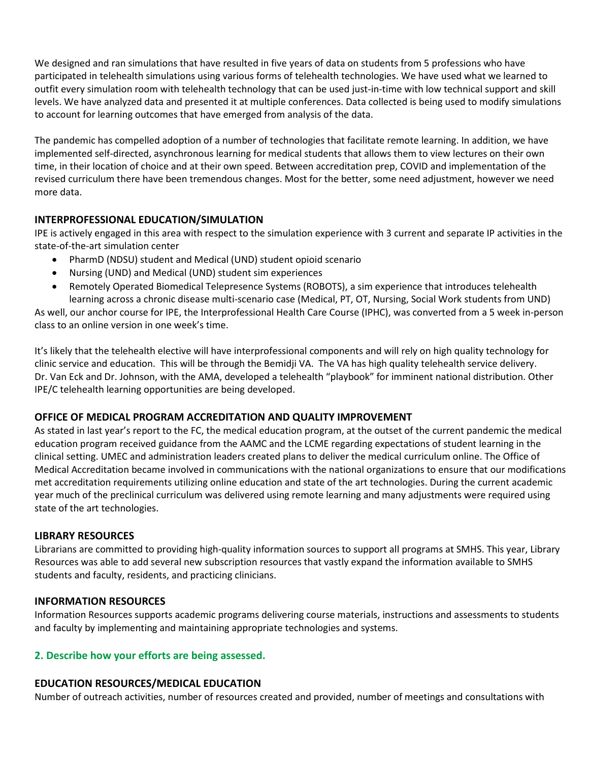We designed and ran simulations that have resulted in five years of data on students from 5 professions who have participated in telehealth simulations using various forms of telehealth technologies. We have used what we learned to outfit every simulation room with telehealth technology that can be used just-in-time with low technical support and skill levels. We have analyzed data and presented it at multiple conferences. Data collected is being used to modify simulations to account for learning outcomes that have emerged from analysis of the data.

The pandemic has compelled adoption of a number of technologies that facilitate remote learning. In addition, we have implemented self-directed, asynchronous learning for medical students that allows them to view lectures on their own time, in their location of choice and at their own speed. Between accreditation prep, COVID and implementation of the revised curriculum there have been tremendous changes. Most for the better, some need adjustment, however we need more data.

### INTERPROFESSIONAL EDUCATION/SIMULATION

IPE is actively engaged in this area with respect to the simulation experience with 3 current and separate IP activities in the state-of-the-art simulation center

- PharmD (NDSU) student and Medical (UND) student opioid scenario
- Nursing (UND) and Medical (UND) student sim experiences
- Remotely Operated Biomedical Telepresence Systems (ROBOTS), a sim experience that introduces telehealth learning across a chronic disease multi-scenario case (Medical, PT, OT, Nursing, Social Work students from UND)

As well, our anchor course for IPE, the Interprofessional Health Care Course (IPHC), was converted from a 5 week in-person class to an online version in one week's time.

It's likely that the telehealth elective will have interprofessional components and will rely on high quality technology for clinic service and education. This will be through the Bemidji VA. The VA has high quality telehealth service delivery. Dr. Van Eck and Dr. Johnson, with the AMA, developed a telehealth "playbook" for imminent national distribution. Other IPE/C telehealth learning opportunities are being developed.

### OFFICE OF MEDICAL PROGRAM ACCREDITATION AND QUALITY IMPROVEMENT

As stated in last year's report to the FC, the medical education program, at the outset of the current pandemic the medical education program received guidance from the AAMC and the LCME regarding expectations of student learning in the clinical setting. UMEC and administration leaders created plans to deliver the medical curriculum online. The Office of Medical Accreditation became involved in communications with the national organizations to ensure that our modifications met accreditation requirements utilizing online education and state of the art technologies. During the current academic year much of the preclinical curriculum was delivered using remote learning and many adjustments were required using state of the art technologies.

### LIBRARY RESOURCES

Librarians are committed to providing high-quality information sources to support all programs at SMHS. This year, Library Resources was able to add several new subscription resources that vastly expand the information available to SMHS students and faculty, residents, and practicing clinicians.

### INFORMATION RESOURCES

Information Resources supports academic programs delivering course materials, instructions and assessments to students and faculty by implementing and maintaining appropriate technologies and systems.

## 2. Describe how your efforts are being assessed.

### EDUCATION RESOURCES/MEDICAL EDUCATION

Number of outreach activities, number of resources created and provided, number of meetings and consultations with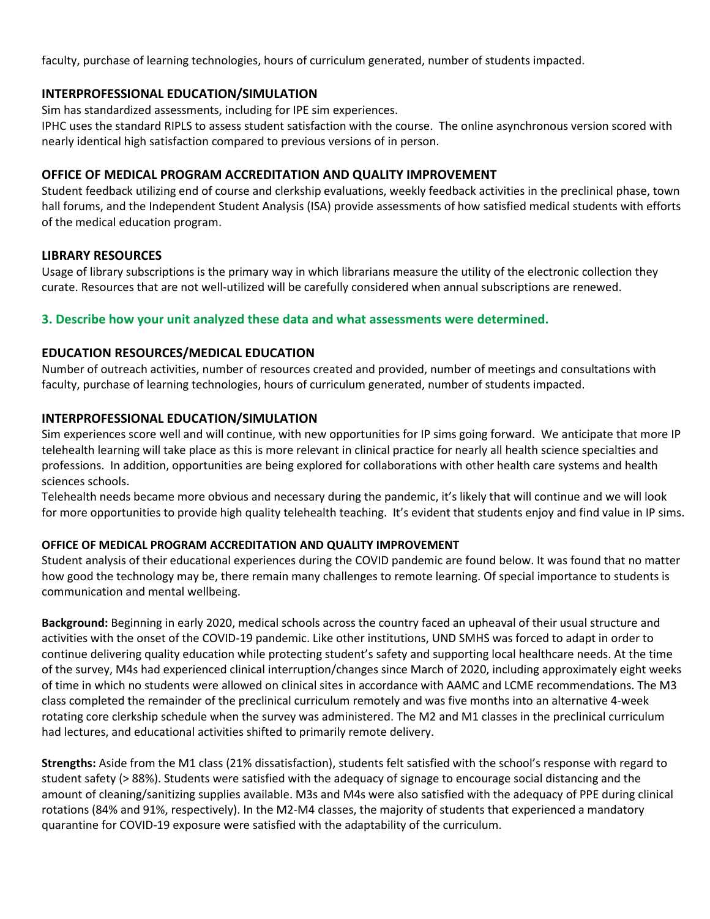faculty, purchase of learning technologies, hours of curriculum generated, number of students impacted.

## INTERPROFESSIONAL EDUCATION/SIMULATION

Sim has standardized assessments, including for IPE sim experiences.

IPHC uses the standard RIPLS to assess student satisfaction with the course. The online asynchronous version scored with nearly identical high satisfaction compared to previous versions of in person.

## OFFICE OF MEDICAL PROGRAM ACCREDITATION AND QUALITY IMPROVEMENT

Student feedback utilizing end of course and clerkship evaluations, weekly feedback activities in the preclinical phase, town hall forums, and the Independent Student Analysis (ISA) provide assessments of how satisfied medical students with efforts of the medical education program.

## LIBRARY RESOURCES

Usage of library subscriptions is the primary way in which librarians measure the utility of the electronic collection they curate. Resources that are not well-utilized will be carefully considered when annual subscriptions are renewed.

# 3. Describe how your unit analyzed these data and what assessments were determined.

## EDUCATION RESOURCES/MEDICAL EDUCATION

Number of outreach activities, number of resources created and provided, number of meetings and consultations with faculty, purchase of learning technologies, hours of curriculum generated, number of students impacted.

## INTERPROFESSIONAL EDUCATION/SIMULATION

Sim experiences score well and will continue, with new opportunities for IP sims going forward. We anticipate that more IP telehealth learning will take place as this is more relevant in clinical practice for nearly all health science specialties and professions. In addition, opportunities are being explored for collaborations with other health care systems and health sciences schools.

Telehealth needs became more obvious and necessary during the pandemic, it's likely that will continue and we will look for more opportunities to provide high quality telehealth teaching. It's evident that students enjoy and find value in IP sims.

### OFFICE OF MEDICAL PROGRAM ACCREDITATION AND QUALITY IMPROVEMENT

Student analysis of their educational experiences during the COVID pandemic are found below. It was found that no matter how good the technology may be, there remain many challenges to remote learning. Of special importance to students is communication and mental wellbeing.

**Background:** Beginning in early 2020, medical schools across the country faced an upheaval of their usual structure and activities with the onset of the COVID-19 pandemic. Like other institutions, UND SMHS was forced to adapt in order to continue delivering quality education while protecting student's safety and supporting local healthcare needs. At the time of the survey, M4s had experienced clinical interruption/changes since March of 2020, including approximately eight weeks of time in which no students were allowed on clinical sites in accordance with AAMC and LCME recommendations. The M3 class completed the remainder of the preclinical curriculum remotely and was five months into an alternative 4-week rotating core clerkship schedule when the survey was administered. The M2 and M1 classes in the preclinical curriculum had lectures, and educational activities shifted to primarily remote delivery.

**Strengths:** Aside from the M1 class (21% dissatisfaction), students felt satisfied with the school's response with regard to student safety (> 88%). Students were satisfied with the adequacy of signage to encourage social distancing and the amount of cleaning/sanitizing supplies available. M3s and M4s were also satisfied with the adequacy of PPE during clinical rotations (84% and 91%, respectively). In the M2-M4 classes, the majority of students that experienced a mandatory quarantine for COVID-19 exposure were satisfied with the adaptability of the curriculum.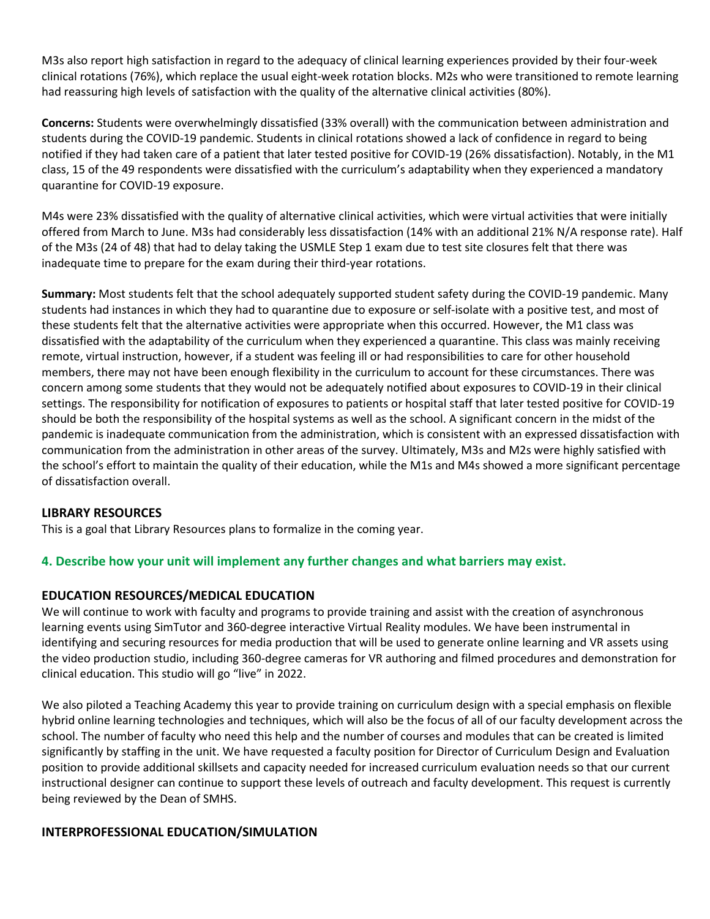M3s also report high satisfaction in regard to the adequacy of clinical learning experiences provided by their four-week clinical rotations (76%), which replace the usual eight-week rotation blocks. M2s who were transitioned to remote learning had reassuring high levels of satisfaction with the quality of the alternative clinical activities (80%).

**Concerns:** Students were overwhelmingly dissatisfied (33% overall) with the communication between administration and students during the COVID-19 pandemic. Students in clinical rotations showed a lack of confidence in regard to being notified if they had taken care of a patient that later tested positive for COVID-19 (26% dissatisfaction). Notably, in the M1 class, 15 of the 49 respondents were dissatisfied with the curriculum's adaptability when they experienced a mandatory quarantine for COVID-19 exposure.

M4s were 23% dissatisfied with the quality of alternative clinical activities, which were virtual activities that were initially offered from March to June. M3s had considerably less dissatisfaction (14% with an additional 21% N/A response rate). Half of the M3s (24 of 48) that had to delay taking the USMLE Step 1 exam due to test site closures felt that there was inadequate time to prepare for the exam during their third-year rotations.

**Summary:** Most students felt that the school adequately supported student safety during the COVID-19 pandemic. Many students had instances in which they had to quarantine due to exposure or self-isolate with a positive test, and most of these students felt that the alternative activities were appropriate when this occurred. However, the M1 class was dissatisfied with the adaptability of the curriculum when they experienced a quarantine. This class was mainly receiving remote, virtual instruction, however, if a student was feeling ill or had responsibilities to care for other household members, there may not have been enough flexibility in the curriculum to account for these circumstances. There was concern among some students that they would not be adequately notified about exposures to COVID-19 in their clinical settings. The responsibility for notification of exposures to patients or hospital staff that later tested positive for COVID-19 should be both the responsibility of the hospital systems as well as the school. A significant concern in the midst of the pandemic is inadequate communication from the administration, which is consistent with an expressed dissatisfaction with communication from the administration in other areas of the survey. Ultimately, M3s and M2s were highly satisfied with the school's effort to maintain the quality of their education, while the M1s and M4s showed a more significant percentage of dissatisfaction overall.

### LIBRARY RESOURCES

This is a goal that Library Resources plans to formalize in the coming year.

## 4. Describe how your unit will implement any further changes and what barriers may exist.

### EDUCATION RESOURCES/MEDICAL EDUCATION

We will continue to work with faculty and programs to provide training and assist with the creation of asynchronous learning events using SimTutor and 360-degree interactive Virtual Reality modules. We have been instrumental in identifying and securing resources for media production that will be used to generate online learning and VR assets using the video production studio, including 360-degree cameras for VR authoring and filmed procedures and demonstration for clinical education. This studio will go "live" in 2022.

We also piloted a Teaching Academy this year to provide training on curriculum design with a special emphasis on flexible hybrid online learning technologies and techniques, which will also be the focus of all of our faculty development across the school. The number of faculty who need this help and the number of courses and modules that can be created is limited significantly by staffing in the unit. We have requested a faculty position for Director of Curriculum Design and Evaluation position to provide additional skillsets and capacity needed for increased curriculum evaluation needs so that our current instructional designer can continue to support these levels of outreach and faculty development. This request is currently being reviewed by the Dean of SMHS.

### INTERPROFESSIONAL EDUCATION/SIMULATION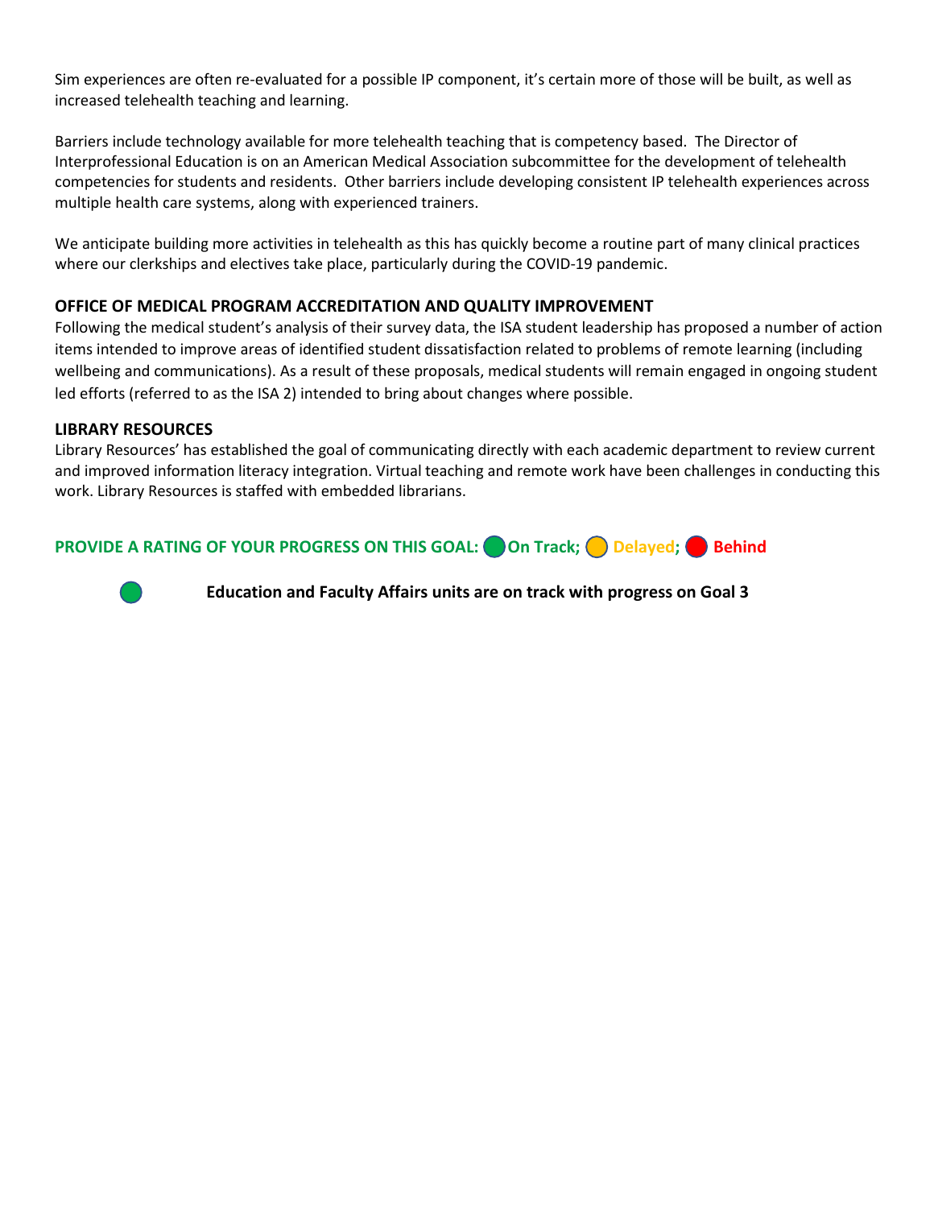Sim experiences are often re-evaluated for a possible IP component, it's certain more of those will be built, as well as increased telehealth teaching and learning.

Barriers include technology available for more telehealth teaching that is competency based. The Director of Interprofessional Education is on an American Medical Association subcommittee for the development of telehealth competencies for students and residents. Other barriers include developing consistent IP telehealth experiences across multiple health care systems, along with experienced trainers.

We anticipate building more activities in telehealth as this has quickly become a routine part of many clinical practices where our clerkships and electives take place, particularly during the COVID-19 pandemic.

**OFFICE OF MEDICAL PROGRAM ACCREDITATION AND QUALITY IMPROVEMENT**

Following the medical student's analysis of their survey data, the ISA student leadership has proposed a number of action items intended to improve areas of identified student dissatisfaction related to problems of remote learning (including wellbeing and communications). As a result of these proposals, medical students will remain engaged in ongoing student led efforts (referred to as the ISA 2) intended to bring about changes where possible.

**LIBRARY RESOURCES**

Library Resources' has established the goal of communicating directly with each academic department to review current and improved information literacy integration. Virtual teaching and remote work have been challenges in conducting this work. Library Resources is staffed with embedded librarians.

**PROVIDE A RATING OF YOUR PROGRESS ON THIS GOAL: On Track; Delayed; Behind**

**Education and Faculty Affairs units are on track with progress on Goal 3**